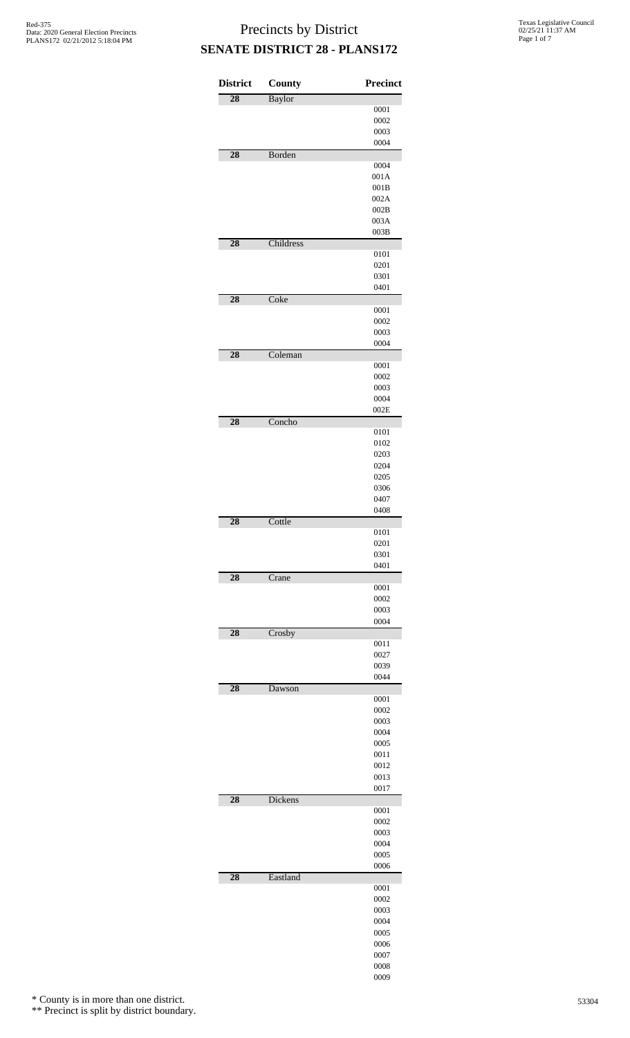# Precincts by District

## SENATE DISTRICT 28 - PLANS172

| District | County | Precinct |
|---|---|---|
| 28 | Baylor | |
| | | 0001 |
| | | 0002 |
| | | 0003 |
| | | 0004 |
| 28 | Borden | |
| | | 0004 |
| | | 001A |
| | | 001B |
| | | 002A |
| | | 002B |
| | | 003A |
| | | 003B |
| 28 | Childress | |
| | | 0101 |
| | | 0201 |
| | | 0301 |
| | | 0401 |
| 28 | Coke | |
| | | 0001 |
| | | 0002 |
| | | 0003 |
| | | 0004 |
| 28 | Coleman | |
| | | 0001 |
| | | 0002 |
| | | 0003 |
| | | 0004 |
| | | 002E |
| 28 | Concho | |
| | | 0101 |
| | | 0102 |
| | | 0203 |
| | | 0204 |
| | | 0205 |
| | | 0306 |
| | | 0407 |
| | | 0408 |
| 28 | Cottle | |
| | | 0101 |
| | | 0201 |
| | | 0301 |
| | | 0401 |
| 28 | Crane | |
| | | 0001 |
| | | 0002 |
| | | 0003 |
| | | 0004 |
| 28 | Crosby | |
| | | 0011 |
| | | 0027 |
| | | 0039 |
| | | 0044 |
| 28 | Dawson | |
| | | 0001 |
| | | 0002 |
| | | 0003 |
| | | 0004 |
| | | 0005 |
| | | 0011 |
| | | 0012 |
| | | 0013 |
| | | 0017 |
| 28 | Dickens | |
| | | 0001 |
| | | 0002 |
| | | 0003 |
| | | 0004 |
| | | 0005 |
| | | 0006 |
| 28 | Eastland | |
| | | 0001 |
| | | 0002 |
| | | 0003 |
| | | 0004 |
| | | 0005 |
| | | 0006 |
| | | 0007 |
| | | 0008 |
| | | 0009 |

\* County is in more than one district.

\*\* Precinct is split by district boundary.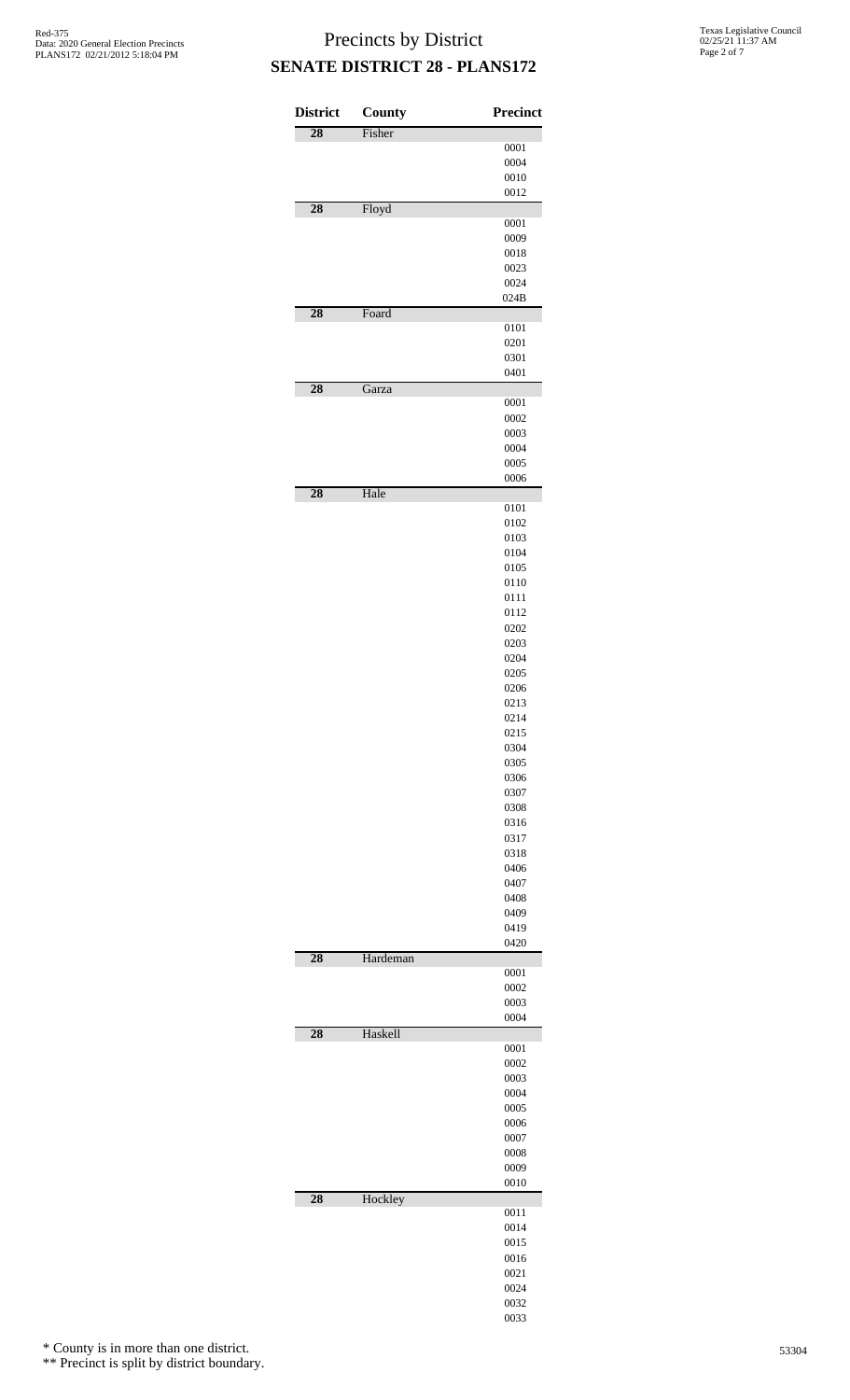# Precincts by District

## SENATE DISTRICT 28 - PLANS172

| District | County | Precinct |
|---|---|---|
| 28 | Fisher | |
| | | 0001 |
| | | 0004 |
| | | 0010 |
| | | 0012 |
| 28 | Floyd | |
| | | 0001 |
| | | 0009 |
| | | 0018 |
| | | 0023 |
| | | 0024 |
| | | 024B |
| 28 | Foard | |
| | | 0101 |
| | | 0201 |
| | | 0301 |
| | | 0401 |
| 28 | Garza | |
| | | 0001 |
| | | 0002 |
| | | 0003 |
| | | 0004 |
| | | 0005 |
| | | 0006 |
| 28 | Hale | |
| | | 0101 |
| | | 0102 |
| | | 0103 |
| | | 0104 |
| | | 0105 |
| | | 0110 |
| | | 0111 |
| | | 0112 |
| | | 0202 |
| | | 0203 |
| | | 0204 |
| | | 0205 |
| | | 0206 |
| | | 0213 |
| | | 0214 |
| | | 0215 |
| | | 0304 |
| | | 0305 |
| | | 0306 |
| | | 0307 |
| | | 0308 |
| | | 0316 |
| | | 0317 |
| | | 0318 |
| | | 0406 |
| | | 0407 |
| | | 0408 |
| | | 0409 |
| | | 0419 |
| | | 0420 |
| 28 | Hardeman | |
| | | 0001 |
| | | 0002 |
| | | 0003 |
| | | 0004 |
| 28 | Haskell | |
| | | 0001 |
| | | 0002 |
| | | 0003 |
| | | 0004 |
| | | 0005 |
| | | 0006 |
| | | 0007 |
| | | 0008 |
| | | 0009 |
| | | 0010 |
| 28 | Hockley | |
| | | 0011 |
| | | 0014 |
| | | 0015 |
| | | 0016 |
| | | 0021 |
| | | 0024 |
| | | 0032 |
| | | 0033 |

\* County is in more than one district.

\*\* Precinct is split by district boundary.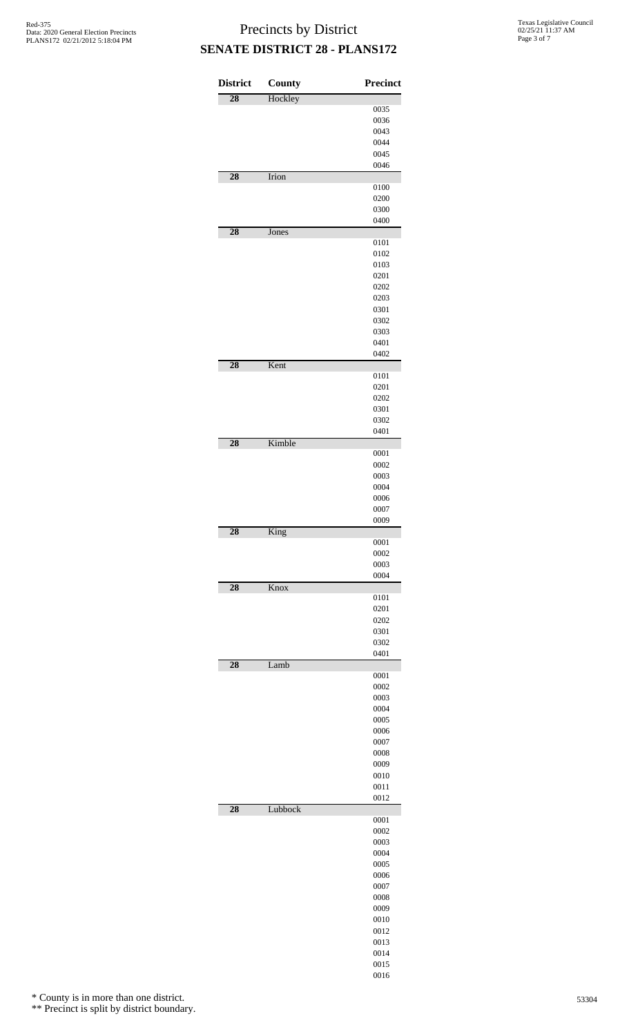# Precincts by District

## SENATE DISTRICT 28 - PLANS172

| District | County | Precinct |
|---|---|---|
| 28 | Hockley | |
| | | 0035 |
| | | 0036 |
| | | 0043 |
| | | 0044 |
| | | 0045 |
| | | 0046 |
| 28 | Irion | |
| | | 0100 |
| | | 0200 |
| | | 0300 |
| | | 0400 |
| 28 | Jones | |
| | | 0101 |
| | | 0102 |
| | | 0103 |
| | | 0201 |
| | | 0202 |
| | | 0203 |
| | | 0301 |
| | | 0302 |
| | | 0303 |
| | | 0401 |
| | | 0402 |
| 28 | Kent | |
| | | 0101 |
| | | 0201 |
| | | 0202 |
| | | 0301 |
| | | 0302 |
| | | 0401 |
| 28 | Kimble | |
| | | 0001 |
| | | 0002 |
| | | 0003 |
| | | 0004 |
| | | 0006 |
| | | 0007 |
| | | 0009 |
| 28 | King | |
| | | 0001 |
| | | 0002 |
| | | 0003 |
| | | 0004 |
| 28 | Knox | |
| | | 0101 |
| | | 0201 |
| | | 0202 |
| | | 0301 |
| | | 0302 |
| | | 0401 |
| 28 | Lamb | |
| | | 0001 |
| | | 0002 |
| | | 0003 |
| | | 0004 |
| | | 0005 |
| | | 0006 |
| | | 0007 |
| | | 0008 |
| | | 0009 |
| | | 0010 |
| | | 0011 |
| | | 0012 |
| 28 | Lubbock | |
| | | 0001 |
| | | 0002 |
| | | 0003 |
| | | 0004 |
| | | 0005 |
| | | 0006 |
| | | 0007 |
| | | 0008 |
| | | 0009 |
| | | 0010 |
| | | 0012 |
| | | 0013 |
| | | 0014 |
| | | 0015 |
| | | 0016 |

\* County is in more than one district.

\*\* Precinct is split by district boundary.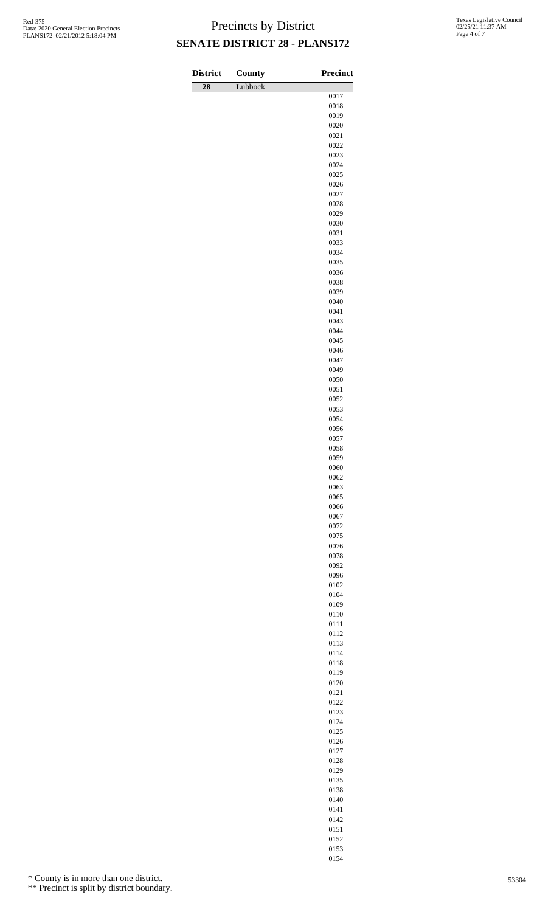# Precincts by District

## SENATE DISTRICT 28 - PLANS172

| District | County | Precinct |
|---|---|---|
| 28 | Lubbock | |
| | | 0017 |
| | | 0018 |
| | | 0019 |
| | | 0020 |
| | | 0021 |
| | | 0022 |
| | | 0023 |
| | | 0024 |
| | | 0025 |
| | | 0026 |
| | | 0027 |
| | | 0028 |
| | | 0029 |
| | | 0030 |
| | | 0031 |
| | | 0033 |
| | | 0034 |
| | | 0035 |
| | | 0036 |
| | | 0038 |
| | | 0039 |
| | | 0040 |
| | | 0041 |
| | | 0043 |
| | | 0044 |
| | | 0045 |
| | | 0046 |
| | | 0047 |
| | | 0049 |
| | | 0050 |
| | | 0051 |
| | | 0052 |
| | | 0053 |
| | | 0054 |
| | | 0056 |
| | | 0057 |
| | | 0058 |
| | | 0059 |
| | | 0060 |
| | | 0062 |
| | | 0063 |
| | | 0065 |
| | | 0066 |
| | | 0067 |
| | | 0072 |
| | | 0075 |
| | | 0076 |
| | | 0078 |
| | | 0092 |
| | | 0096 |
| | | 0102 |
| | | 0104 |
| | | 0109 |
| | | 0110 |
| | | 0111 |
| | | 0112 |
| | | 0113 |
| | | 0114 |
| | | 0118 |
| | | 0119 |
| | | 0120 |
| | | 0121 |
| | | 0122 |
| | | 0123 |
| | | 0124 |
| | | 0125 |
| | | 0126 |
| | | 0127 |
| | | 0128 |
| | | 0129 |
| | | 0135 |
| | | 0138 |
| | | 0140 |
| | | 0141 |
| | | 0142 |
| | | 0151 |
| | | 0152 |
| | | 0153 |
| | | 0154 |

\* County is in more than one district.

\*\* Precinct is split by district boundary.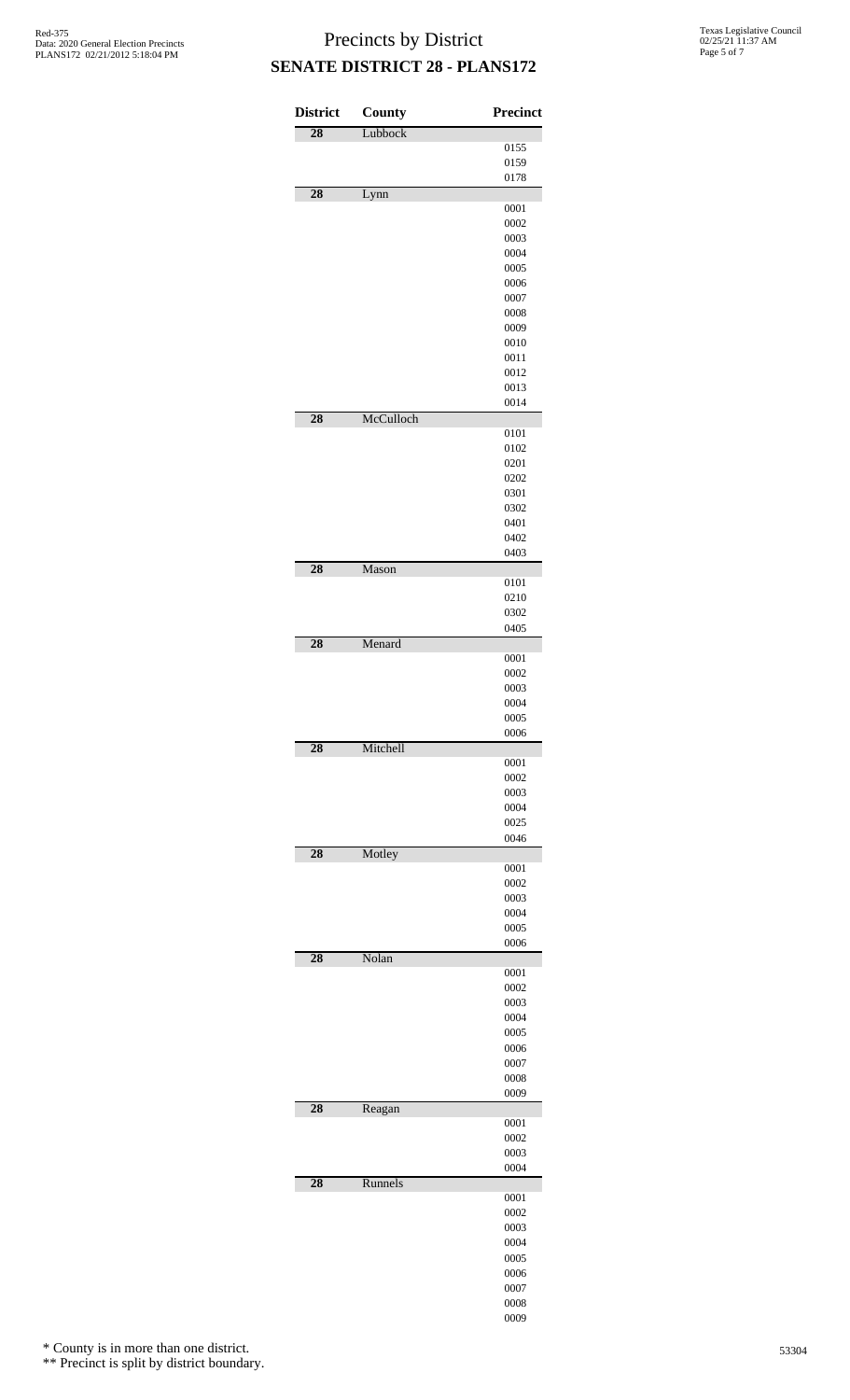# Precincts by District

## SENATE DISTRICT 28 - PLANS172

| District | County | Precinct |
|---|---|---|
| 28 | Lubbock | |
| | | 0155 |
| | | 0159 |
| | | 0178 |
| 28 | Lynn | |
| | | 0001 |
| | | 0002 |
| | | 0003 |
| | | 0004 |
| | | 0005 |
| | | 0006 |
| | | 0007 |
| | | 0008 |
| | | 0009 |
| | | 0010 |
| | | 0011 |
| | | 0012 |
| | | 0013 |
| | | 0014 |
| 28 | McCulloch | |
| | | 0101 |
| | | 0102 |
| | | 0201 |
| | | 0202 |
| | | 0301 |
| | | 0302 |
| | | 0401 |
| | | 0402 |
| | | 0403 |
| 28 | Mason | |
| | | 0101 |
| | | 0210 |
| | | 0302 |
| | | 0405 |
| 28 | Menard | |
| | | 0001 |
| | | 0002 |
| | | 0003 |
| | | 0004 |
| | | 0005 |
| | | 0006 |
| 28 | Mitchell | |
| | | 0001 |
| | | 0002 |
| | | 0003 |
| | | 0004 |
| | | 0025 |
| | | 0046 |
| 28 | Motley | |
| | | 0001 |
| | | 0002 |
| | | 0003 |
| | | 0004 |
| | | 0005 |
| | | 0006 |
| 28 | Nolan | |
| | | 0001 |
| | | 0002 |
| | | 0003 |
| | | 0004 |
| | | 0005 |
| | | 0006 |
| | | 0007 |
| | | 0008 |
| | | 0009 |
| 28 | Reagan | |
| | | 0001 |
| | | 0002 |
| | | 0003 |
| | | 0004 |
| 28 | Runnels | |
| | | 0001 |
| | | 0002 |
| | | 0003 |
| | | 0004 |
| | | 0005 |
| | | 0006 |
| | | 0007 |
| | | 0008 |
| | | 0009 |

\* County is in more than one district.

\*\* Precinct is split by district boundary.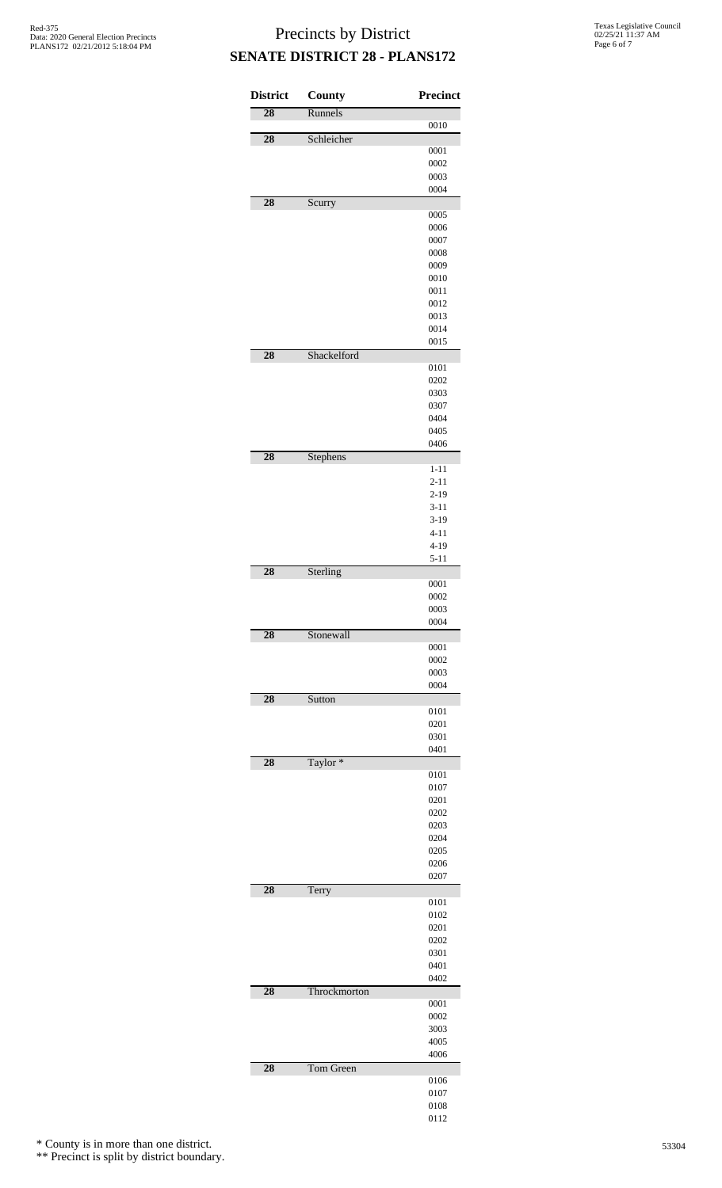# Precincts by District

## SENATE DISTRICT 28 - PLANS172

| District | County | Precinct |
|---|---|---|
| 28 | Runnels | |
| | | 0010 |
| 28 | Schleicher | |
| | | 0001 |
| | | 0002 |
| | | 0003 |
| | | 0004 |
| 28 | Scurry | |
| | | 0005 |
| | | 0006 |
| | | 0007 |
| | | 0008 |
| | | 0009 |
| | | 0010 |
| | | 0011 |
| | | 0012 |
| | | 0013 |
| | | 0014 |
| | | 0015 |
| 28 | Shackelford | |
| | | 0101 |
| | | 0202 |
| | | 0303 |
| | | 0307 |
| | | 0404 |
| | | 0405 |
| | | 0406 |
| 28 | Stephens | |
| | | 1-11 |
| | | 2-11 |
| | | 2-19 |
| | | 3-11 |
| | | 3-19 |
| | | 4-11 |
| | | 4-19 |
| | | 5-11 |
| 28 | Sterling | |
| | | 0001 |
| | | 0002 |
| | | 0003 |
| | | 0004 |
| 28 | Stonewall | |
| | | 0001 |
| | | 0002 |
| | | 0003 |
| | | 0004 |
| 28 | Sutton | |
| | | 0101 |
| | | 0201 |
| | | 0301 |
| | | 0401 |
| 28 | Taylor * | |
| | | 0101 |
| | | 0107 |
| | | 0201 |
| | | 0202 |
| | | 0203 |
| | | 0204 |
| | | 0205 |
| | | 0206 |
| | | 0207 |
| 28 | Terry | |
| | | 0101 |
| | | 0102 |
| | | 0201 |
| | | 0202 |
| | | 0301 |
| | | 0401 |
| | | 0402 |
| 28 | Throckmorton | |
| | | 0001 |
| | | 0002 |
| | | 3003 |
| | | 4005 |
| | | 4006 |
| 28 | Tom Green | |
| | | 0106 |
| | | 0107 |
| | | 0108 |
| | | 0112 |

\* County is in more than one district.

\*\* Precinct is split by district boundary.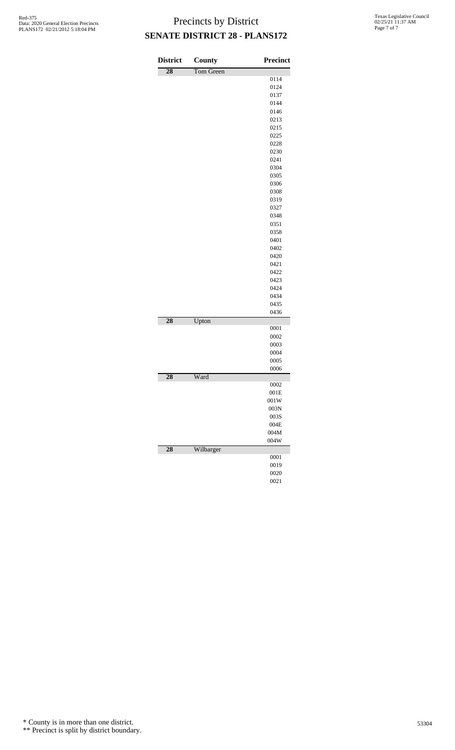# Precincts by District

## SENATE DISTRICT 28 - PLANS172

| District | County | Precinct |
| --- | --- | --- |
| 28 | Tom Green | |
| | | 0114 |
| | | 0124 |
| | | 0137 |
| | | 0144 |
| | | 0146 |
| | | 0213 |
| | | 0215 |
| | | 0225 |
| | | 0228 |
| | | 0230 |
| | | 0241 |
| | | 0304 |
| | | 0305 |
| | | 0306 |
| | | 0308 |
| | | 0319 |
| | | 0327 |
| | | 0348 |
| | | 0351 |
| | | 0358 |
| | | 0401 |
| | | 0402 |
| | | 0420 |
| | | 0421 |
| | | 0422 |
| | | 0423 |
| | | 0424 |
| | | 0434 |
| | | 0435 |
| | | 0436 |
| 28 | Upton | |
| | | 0001 |
| | | 0002 |
| | | 0003 |
| | | 0004 |
| | | 0005 |
| | | 0006 |
| 28 | Ward | |
| | | 0002 |
| | | 001E |
| | | 001W |
| | | 003N |
| | | 003S |
| | | 004E |
| | | 004M |
| | | 004W |
| 28 | Wilbarger | |
| | | 0001 |
| | | 0019 |
| | | 0020 |
| | | 0021 |

\* County is in more than one district.

\*\* Precinct is split by district boundary.